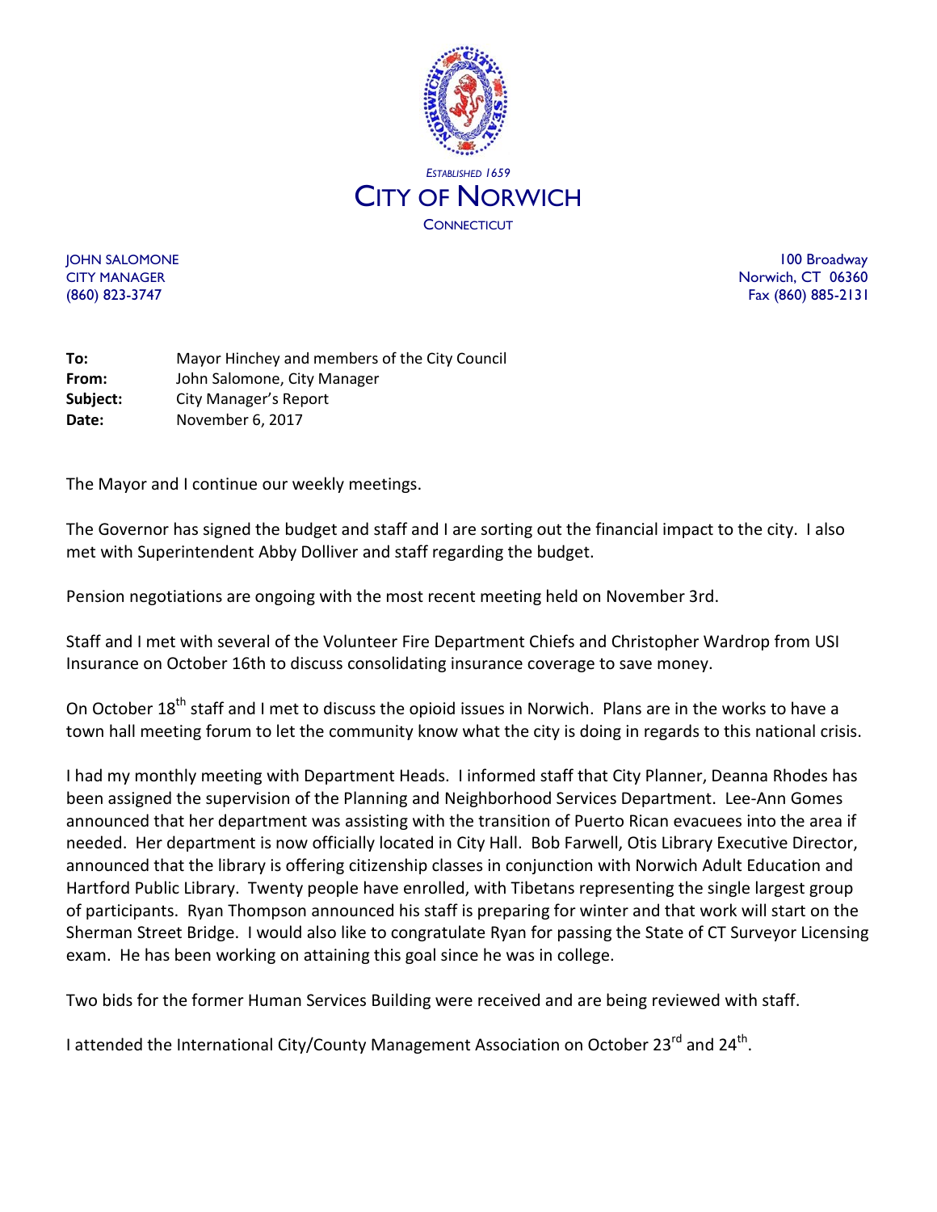ESTABLISHED 1659

# CITY OF NORWICH

CONNECTICUT

JOHN SALOMONE
CITY MANAGER
(860) 823-3747

100 Broadway
Norwich, CT 06360
Fax (860) 885-2131

**To:** Mayor Hinchey and members of the City Council
**From:** John Salomone, City Manager
**Subject:** City Manager's Report
**Date:** November 6, 2017

The Mayor and I continue our weekly meetings.

The Governor has signed the budget and staff and I are sorting out the financial impact to the city. I also met with Superintendent Abby Dolliver and staff regarding the budget.

Pension negotiations are ongoing with the most recent meeting held on November 3rd.

Staff and I met with several of the Volunteer Fire Department Chiefs and Christopher Wardrop from USI Insurance on October 16th to discuss consolidating insurance coverage to save money.

On October 18th staff and I met to discuss the opioid issues in Norwich. Plans are in the works to have a town hall meeting forum to let the community know what the city is doing in regards to this national crisis.

I had my monthly meeting with Department Heads. I informed staff that City Planner, Deanna Rhodes has been assigned the supervision of the Planning and Neighborhood Services Department. Lee-Ann Gomes announced that her department was assisting with the transition of Puerto Rican evacuees into the area if needed. Her department is now officially located in City Hall. Bob Farwell, Otis Library Executive Director, announced that the library is offering citizenship classes in conjunction with Norwich Adult Education and Hartford Public Library. Twenty people have enrolled, with Tibetans representing the single largest group of participants. Ryan Thompson announced his staff is preparing for winter and that work will start on the Sherman Street Bridge. I would also like to congratulate Ryan for passing the State of CT Surveyor Licensing exam. He has been working on attaining this goal since he was in college.

Two bids for the former Human Services Building were received and are being reviewed with staff.

I attended the International City/County Management Association on October 23rd and 24th.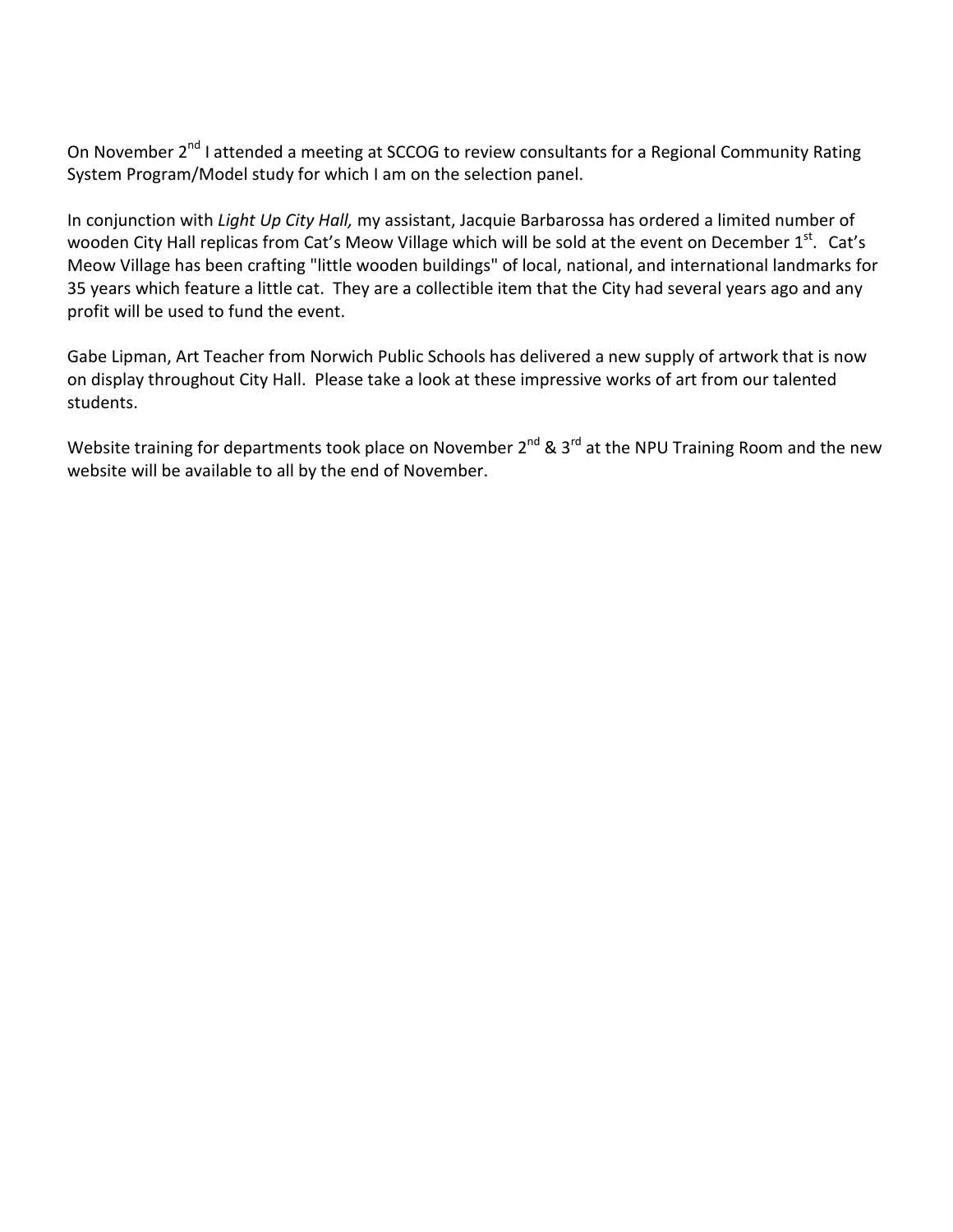On November 2nd I attended a meeting at SCCOG to review consultants for a Regional Community Rating System Program/Model study for which I am on the selection panel.

In conjunction with *Light Up City Hall,* my assistant, Jacquie Barbarossa has ordered a limited number of wooden City Hall replicas from Cat's Meow Village which will be sold at the event on December 1st. Cat's Meow Village has been crafting "little wooden buildings" of local, national, and international landmarks for 35 years which feature a little cat. They are a collectible item that the City had several years ago and any profit will be used to fund the event.

Gabe Lipman, Art Teacher from Norwich Public Schools has delivered a new supply of artwork that is now on display throughout City Hall. Please take a look at these impressive works of art from our talented students.

Website training for departments took place on November 2nd & 3rd at the NPU Training Room and the new website will be available to all by the end of November.